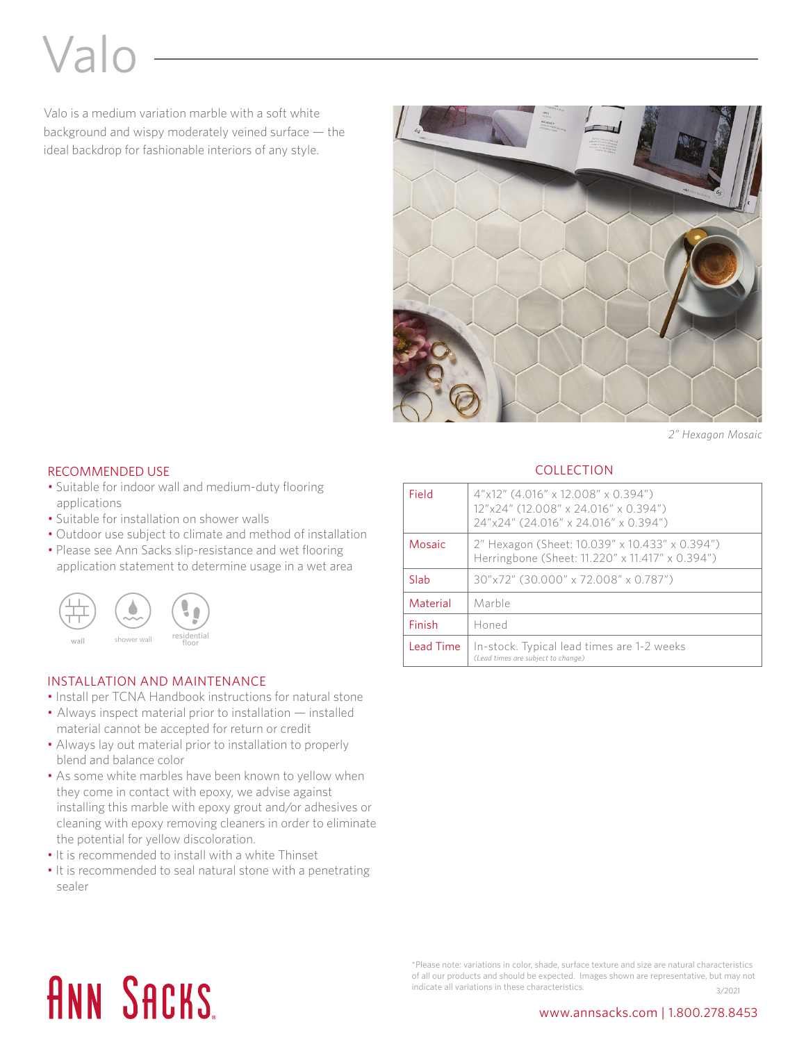# Valo

Valo is a medium variation marble with a soft white background and wispy moderately veined surface — the ideal backdrop for fashionable interiors of any style.

*2" Hexagon Mosaic*

## RECOMMENDED USE

- Suitable for indoor wall and medium-duty flooring applications
- Suitable for installation on shower walls
- Outdoor use subject to climate and method of installation
- Please see Ann Sacks slip-resistance and wet flooring application statement to determine usage in a wet area

wall | shower wall | residential floor

## INSTALLATION AND MAINTENANCE

- Install per TCNA Handbook instructions for natural stone
- Always inspect material prior to installation — installed material cannot be accepted for return or credit
- Always lay out material prior to installation to properly blend and balance color
- As some white marbles have been known to yellow when they come in contact with epoxy, we advise against installing this marble with epoxy grout and/or adhesives or cleaning with epoxy removing cleaners in order to eliminate the potential for yellow discoloration.
- It is recommended to install with a white Thinset
- It is recommended to seal natural stone with a penetrating sealer

## COLLECTION

| | |
|---|---|
| Field | 4"x12" (4.016" x 12.008" x 0.394")<br>12"x24" (12.008" x 24.016" x 0.394")<br>24"x24" (24.016" x 24.016" x 0.394") |
| Mosaic | 2" Hexagon (Sheet: 10.039" x 10.433" x 0.394")<br>Herringbone (Sheet: 11.220" x 11.417" x 0.394") |
| Slab | 30"x72" (30.000" x 72.008" x 0.787") |
| Material | Marble |
| Finish | Honed |
| Lead Time | In-stock. Typical lead times are 1-2 weeks<br>*(Lead times are subject to change)* |

ANN SACKS

*Please note: variations in color, shade, surface texture and size are natural characteristics of all our products and should be expected. Images shown are representative, but may not indicate all variations in these characteristics.

3/2021

www.annsacks.com | 1.800.278.8453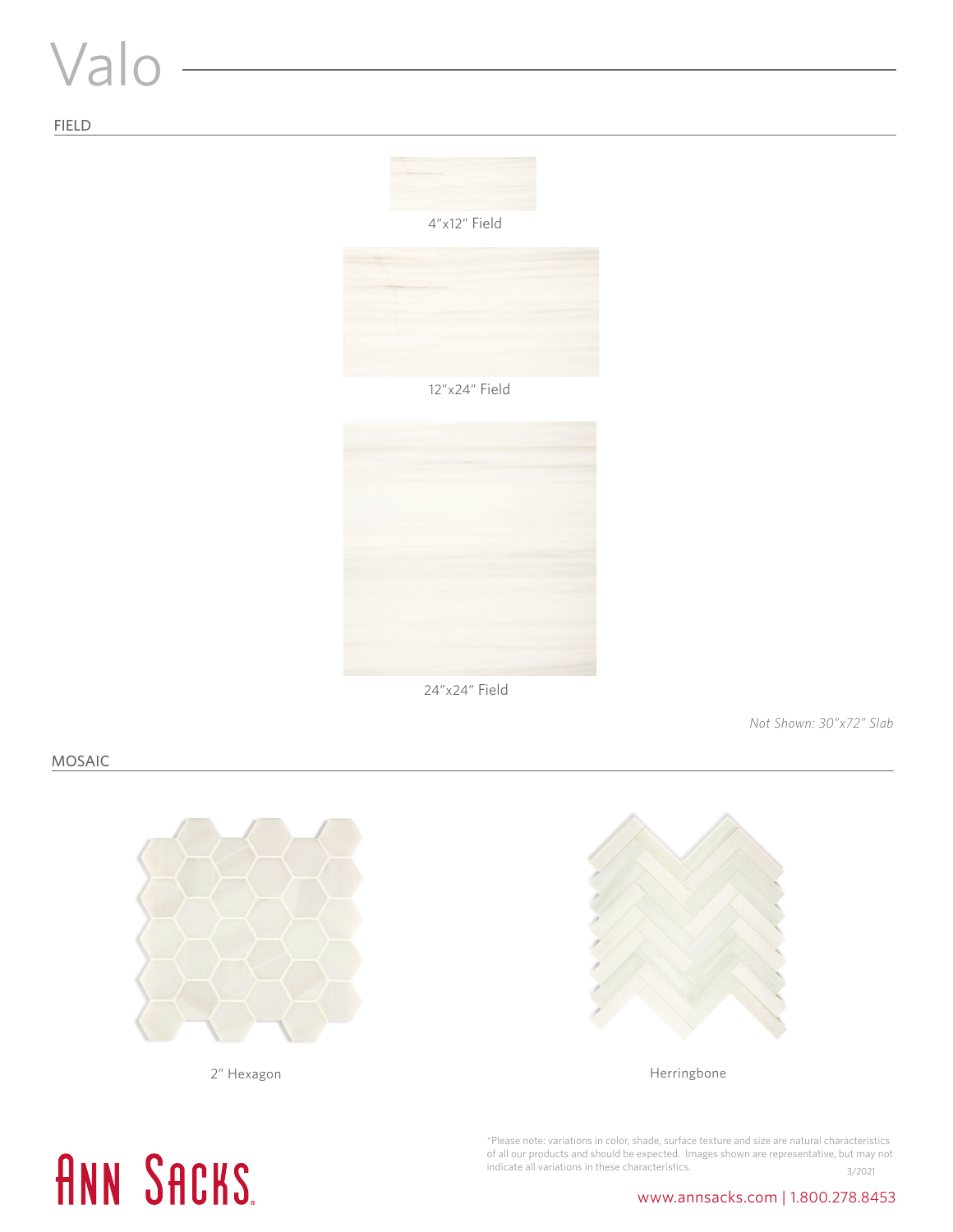# Valo

## FIELD

4"x12" Field

12"x24" Field

24"x24" Field

*Not Shown: 30"x72" Slab*

## MOSAIC

2" Hexagon

Herringbone

ANN SACKS

*Please note: variations in color, shade, surface texture and size are natural characteristics of all our products and should be expected. Images shown are representative, but may not indicate all variations in these characteristics.

3/2021

www.annsacks.com | 1.800.278.8453